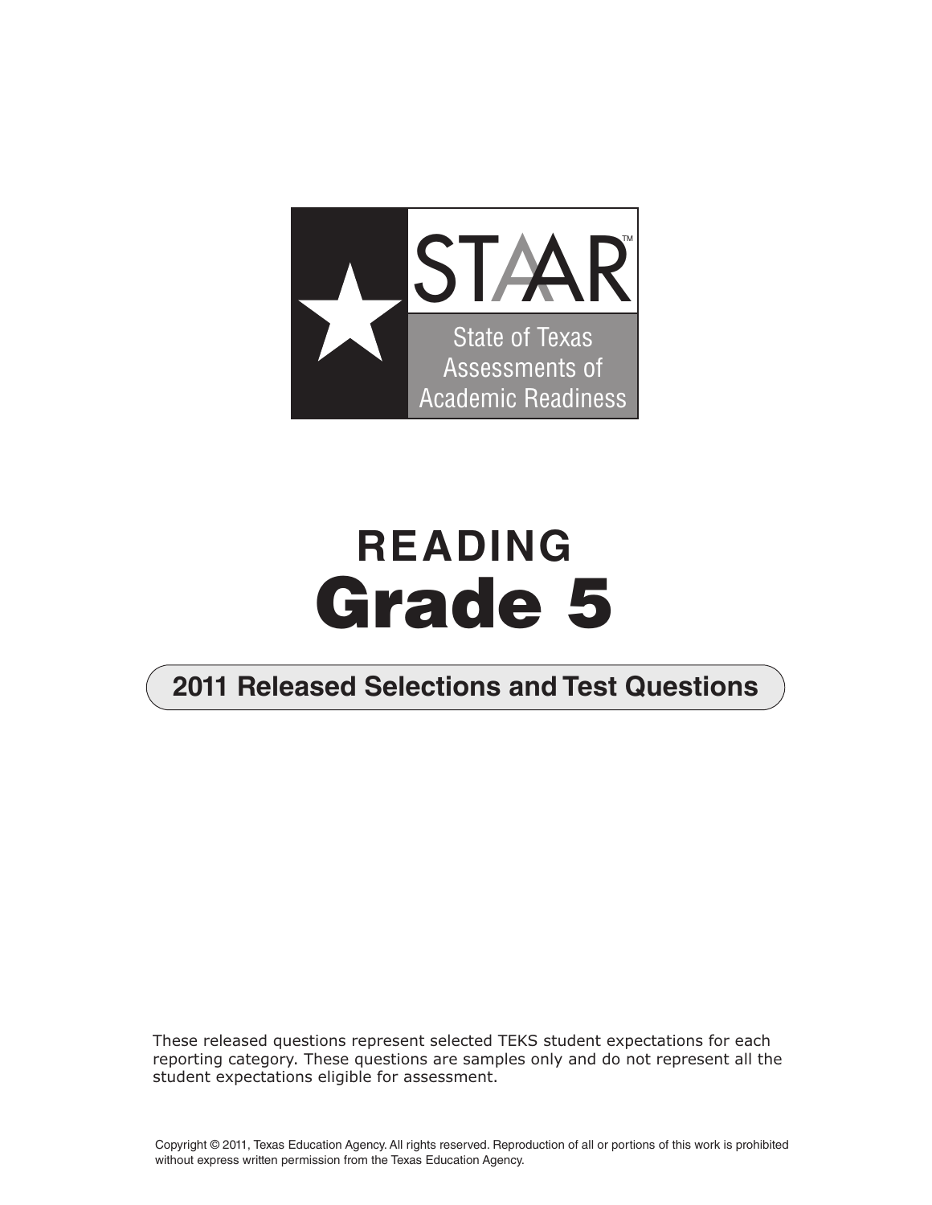STAAR™

State of Texas Assessments of Academic Readiness

# READING
# Grade 5

## 2011 Released Selections and Test Questions

These released questions represent selected TEKS student expectations for each reporting category. These questions are samples only and do not represent all the student expectations eligible for assessment.

Copyright © 2011, Texas Education Agency. All rights reserved. Reproduction of all or portions of this work is prohibited without express written permission from the Texas Education Agency.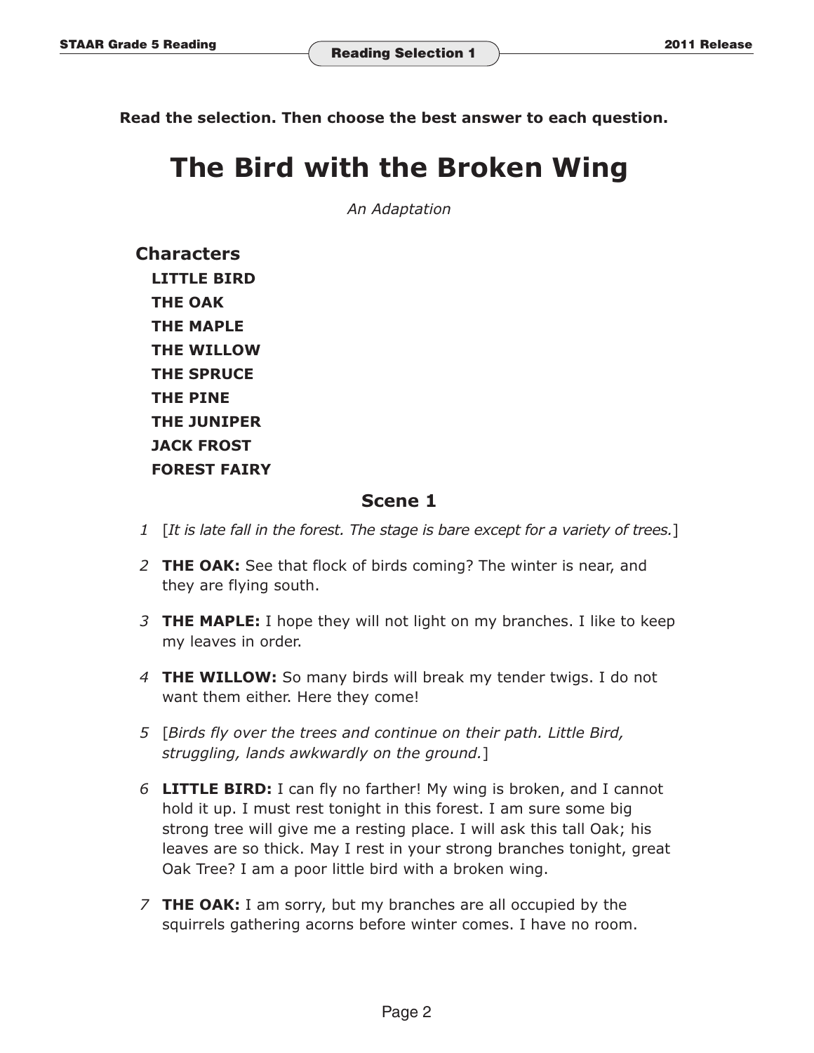**Read the selection. Then choose the best answer to each question.**

# The Bird with the Broken Wing

*An Adaptation*

### Characters

**LITTLE BIRD**
**THE OAK**
**THE MAPLE**
**THE WILLOW**
**THE SPRUCE**
**THE PINE**
**THE JUNIPER**
**JACK FROST**
**FOREST FAIRY**

## Scene 1

1 [*It is late fall in the forest. The stage is bare except for a variety of trees.*]

2 **THE OAK:** See that flock of birds coming? The winter is near, and they are flying south.

3 **THE MAPLE:** I hope they will not light on my branches. I like to keep my leaves in order.

4 **THE WILLOW:** So many birds will break my tender twigs. I do not want them either. Here they come!

5 [*Birds fly over the trees and continue on their path. Little Bird, struggling, lands awkwardly on the ground.*]

6 **LITTLE BIRD:** I can fly no farther! My wing is broken, and I cannot hold it up. I must rest tonight in this forest. I am sure some big strong tree will give me a resting place. I will ask this tall Oak; his leaves are so thick. May I rest in your strong branches tonight, great Oak Tree? I am a poor little bird with a broken wing.

7 **THE OAK:** I am sorry, but my branches are all occupied by the squirrels gathering acorns before winter comes. I have no room.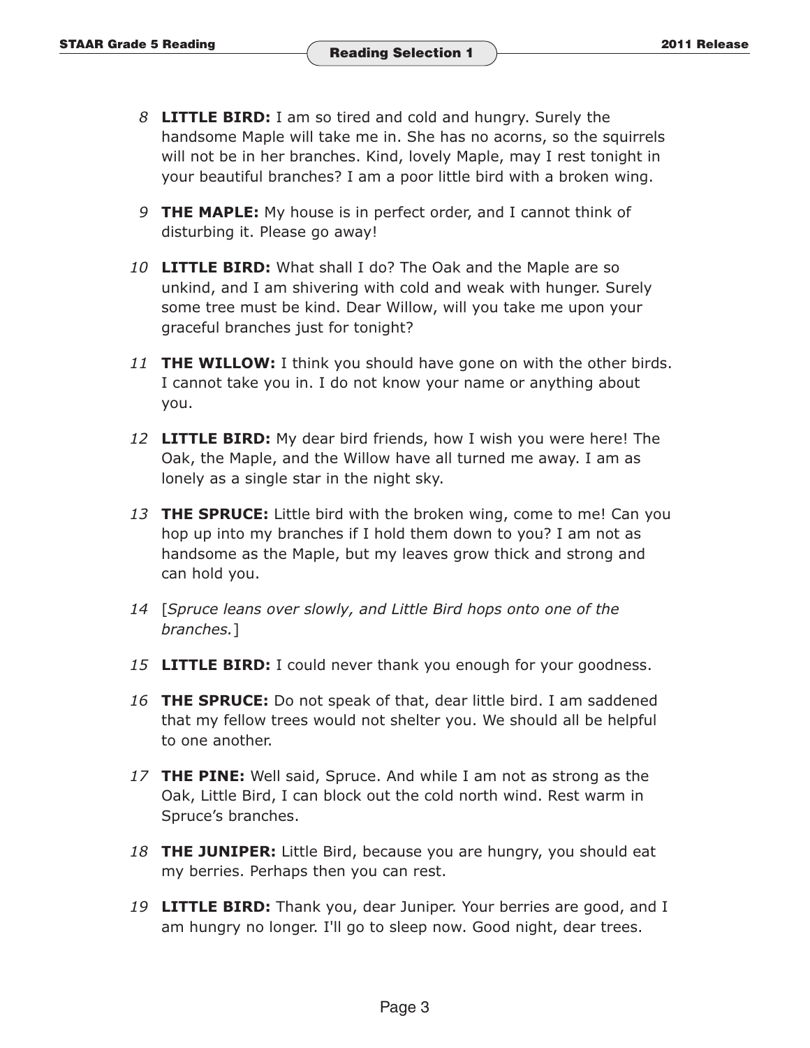8 **LITTLE BIRD:** I am so tired and cold and hungry. Surely the handsome Maple will take me in. She has no acorns, so the squirrels will not be in her branches. Kind, lovely Maple, may I rest tonight in your beautiful branches? I am a poor little bird with a broken wing.

9 **THE MAPLE:** My house is in perfect order, and I cannot think of disturbing it. Please go away!

10 **LITTLE BIRD:** What shall I do? The Oak and the Maple are so unkind, and I am shivering with cold and weak with hunger. Surely some tree must be kind. Dear Willow, will you take me upon your graceful branches just for tonight?

11 **THE WILLOW:** I think you should have gone on with the other birds. I cannot take you in. I do not know your name or anything about you.

12 **LITTLE BIRD:** My dear bird friends, how I wish you were here! The Oak, the Maple, and the Willow have all turned me away. I am as lonely as a single star in the night sky.

13 **THE SPRUCE:** Little bird with the broken wing, come to me! Can you hop up into my branches if I hold them down to you? I am not as handsome as the Maple, but my leaves grow thick and strong and can hold you.

14 [*Spruce leans over slowly, and Little Bird hops onto one of the branches.*]

15 **LITTLE BIRD:** I could never thank you enough for your goodness.

16 **THE SPRUCE:** Do not speak of that, dear little bird. I am saddened that my fellow trees would not shelter you. We should all be helpful to one another.

17 **THE PINE:** Well said, Spruce. And while I am not as strong as the Oak, Little Bird, I can block out the cold north wind. Rest warm in Spruce's branches.

18 **THE JUNIPER:** Little Bird, because you are hungry, you should eat my berries. Perhaps then you can rest.

19 **LITTLE BIRD:** Thank you, dear Juniper. Your berries are good, and I am hungry no longer. I'll go to sleep now. Good night, dear trees.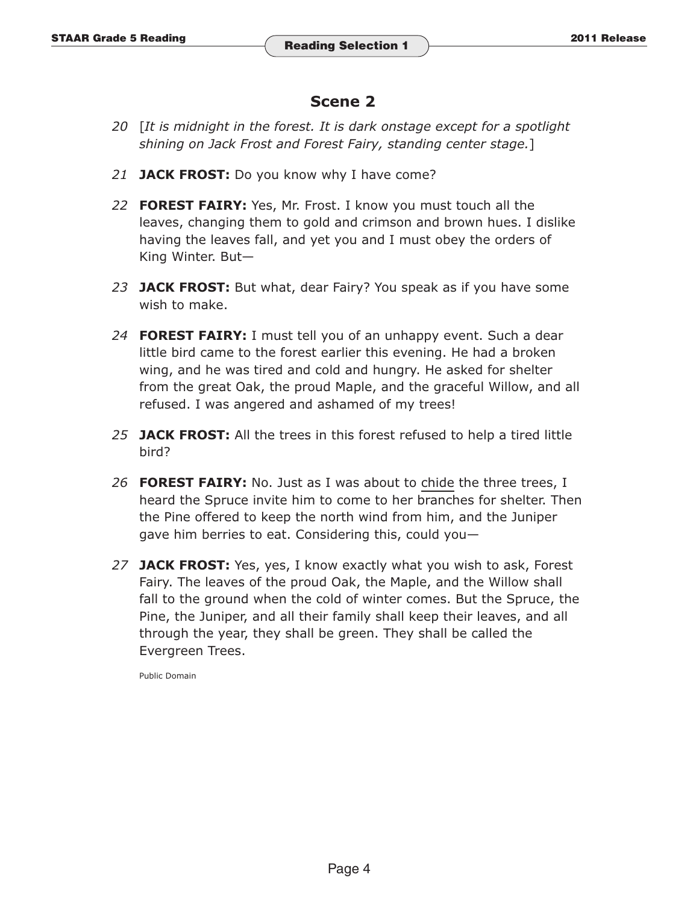## Scene 2

20 [*It is midnight in the forest. It is dark onstage except for a spotlight shining on Jack Frost and Forest Fairy, standing center stage.*]

21 **JACK FROST:** Do you know why I have come?

22 **FOREST FAIRY:** Yes, Mr. Frost. I know you must touch all the leaves, changing them to gold and crimson and brown hues. I dislike having the leaves fall, and yet you and I must obey the orders of King Winter. But—

23 **JACK FROST:** But what, dear Fairy? You speak as if you have some wish to make.

24 **FOREST FAIRY:** I must tell you of an unhappy event. Such a dear little bird came to the forest earlier this evening. He had a broken wing, and he was tired and cold and hungry. He asked for shelter from the great Oak, the proud Maple, and the graceful Willow, and all refused. I was angered and ashamed of my trees!

25 **JACK FROST:** All the trees in this forest refused to help a tired little bird?

26 **FOREST FAIRY:** No. Just as I was about to <u>chide</u> the three trees, I heard the Spruce invite him to come to her branches for shelter. Then the Pine offered to keep the north wind from him, and the Juniper gave him berries to eat. Considering this, could you—

27 **JACK FROST:** Yes, yes, I know exactly what you wish to ask, Forest Fairy. The leaves of the proud Oak, the Maple, and the Willow shall fall to the ground when the cold of winter comes. But the Spruce, the Pine, the Juniper, and all their family shall keep their leaves, and all through the year, they shall be green. They shall be called the Evergreen Trees.

Public Domain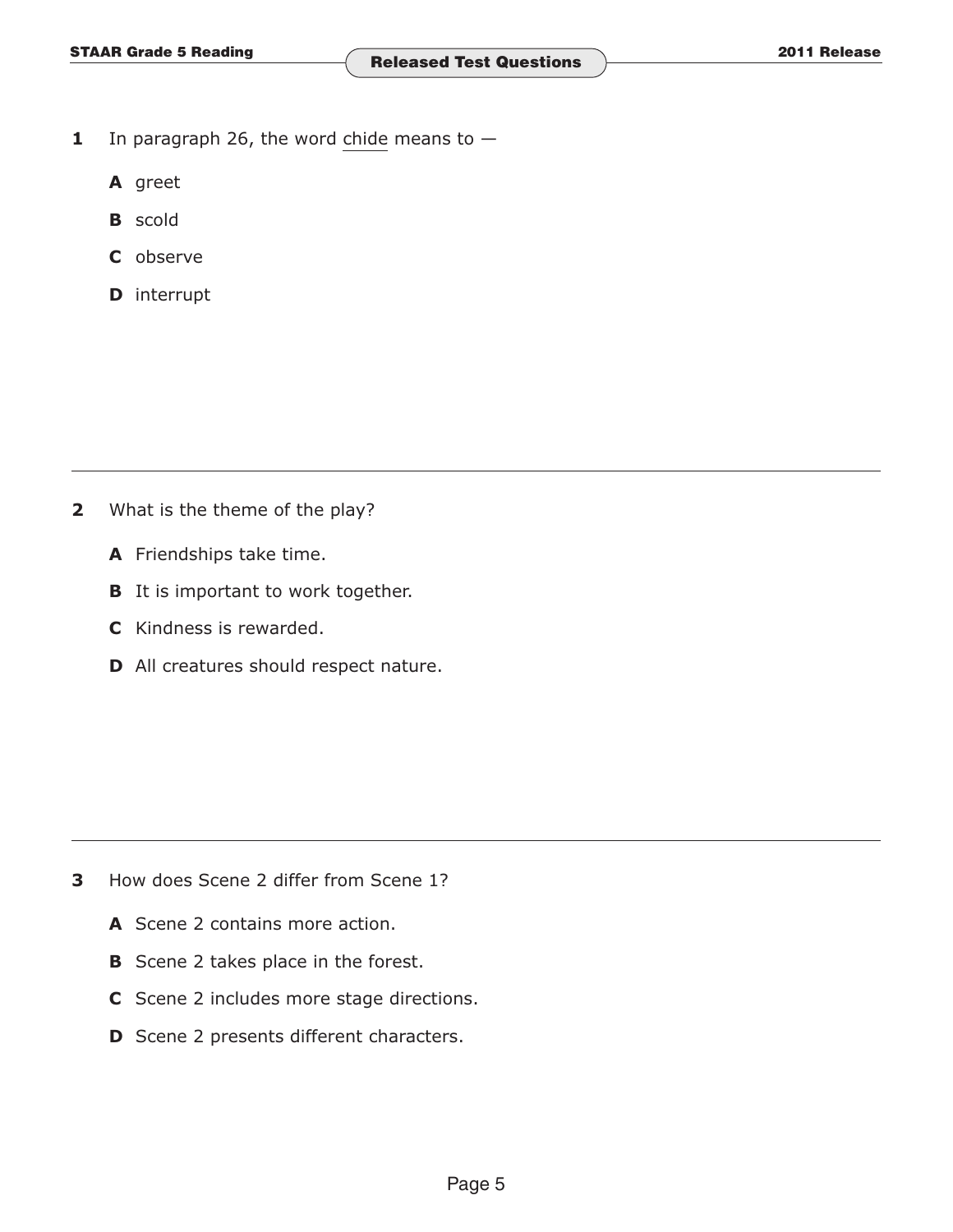**1** In paragraph 26, the word <u>chide</u> means to —

**A** greet

**B** scold

**C** observe

**D** interrupt

---

**2** What is the theme of the play?

**A** Friendships take time.

**B** It is important to work together.

**C** Kindness is rewarded.

**D** All creatures should respect nature.

---

**3** How does Scene 2 differ from Scene 1?

**A** Scene 2 contains more action.

**B** Scene 2 takes place in the forest.

**C** Scene 2 includes more stage directions.

**D** Scene 2 presents different characters.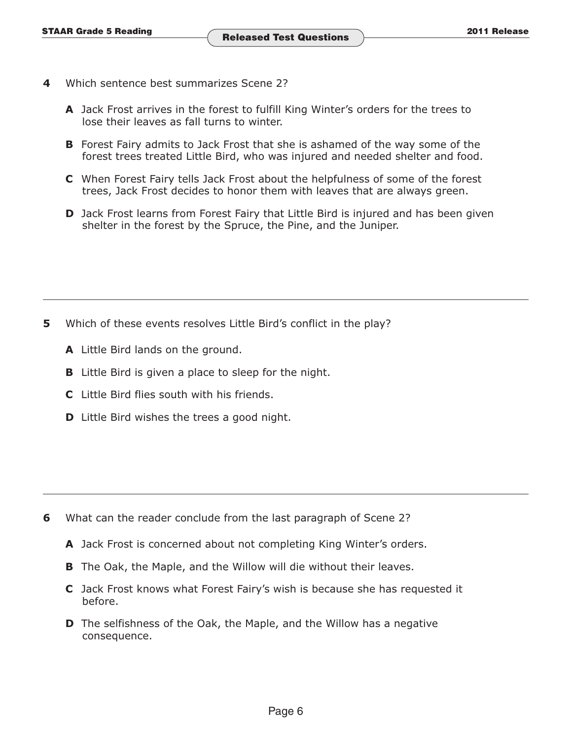**4** Which sentence best summarizes Scene 2?

**A** Jack Frost arrives in the forest to fulfill King Winter's orders for the trees to lose their leaves as fall turns to winter.

**B** Forest Fairy admits to Jack Frost that she is ashamed of the way some of the forest trees treated Little Bird, who was injured and needed shelter and food.

**C** When Forest Fairy tells Jack Frost about the helpfulness of some of the forest trees, Jack Frost decides to honor them with leaves that are always green.

**D** Jack Frost learns from Forest Fairy that Little Bird is injured and has been given shelter in the forest by the Spruce, the Pine, and the Juniper.

---

**5** Which of these events resolves Little Bird's conflict in the play?

**A** Little Bird lands on the ground.

**B** Little Bird is given a place to sleep for the night.

**C** Little Bird flies south with his friends.

**D** Little Bird wishes the trees a good night.

---

**6** What can the reader conclude from the last paragraph of Scene 2?

**A** Jack Frost is concerned about not completing King Winter's orders.

**B** The Oak, the Maple, and the Willow will die without their leaves.

**C** Jack Frost knows what Forest Fairy's wish is because she has requested it before.

**D** The selfishness of the Oak, the Maple, and the Willow has a negative consequence.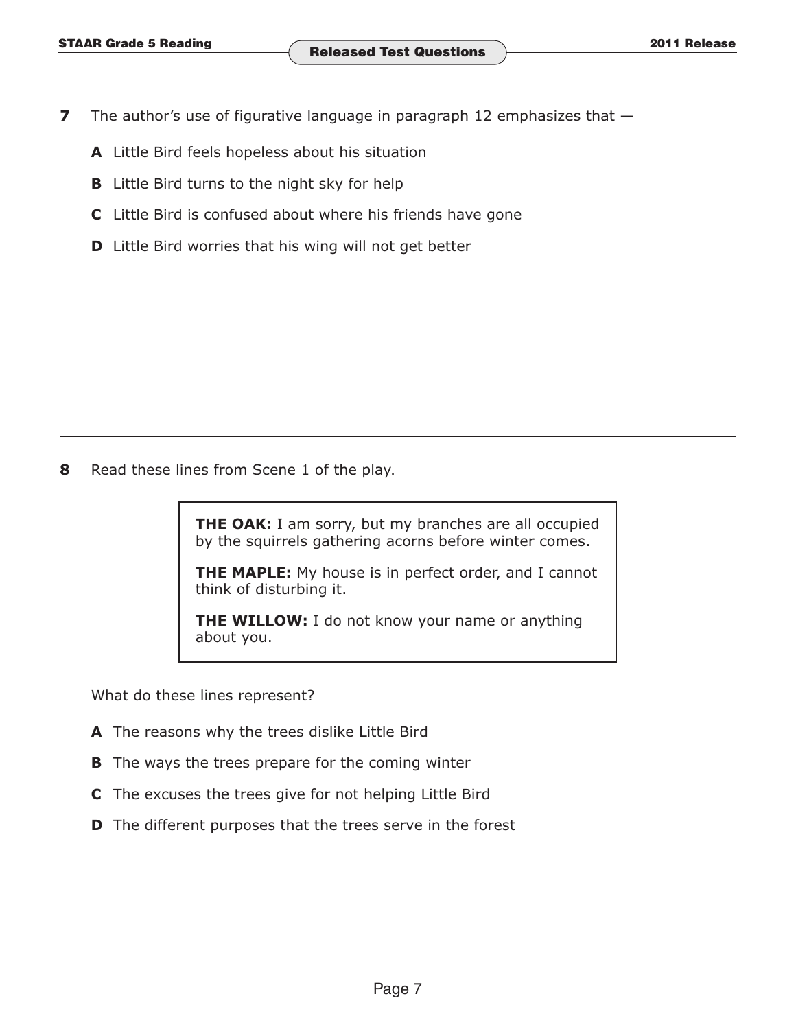**7** The author's use of figurative language in paragraph 12 emphasizes that —

**A** Little Bird feels hopeless about his situation

**B** Little Bird turns to the night sky for help

**C** Little Bird is confused about where his friends have gone

**D** Little Bird worries that his wing will not get better

---

**8** Read these lines from Scene 1 of the play.

> **THE OAK:** I am sorry, but my branches are all occupied by the squirrels gathering acorns before winter comes.
>
> **THE MAPLE:** My house is in perfect order, and I cannot think of disturbing it.
>
> **THE WILLOW:** I do not know your name or anything about you.

What do these lines represent?

**A** The reasons why the trees dislike Little Bird

**B** The ways the trees prepare for the coming winter

**C** The excuses the trees give for not helping Little Bird

**D** The different purposes that the trees serve in the forest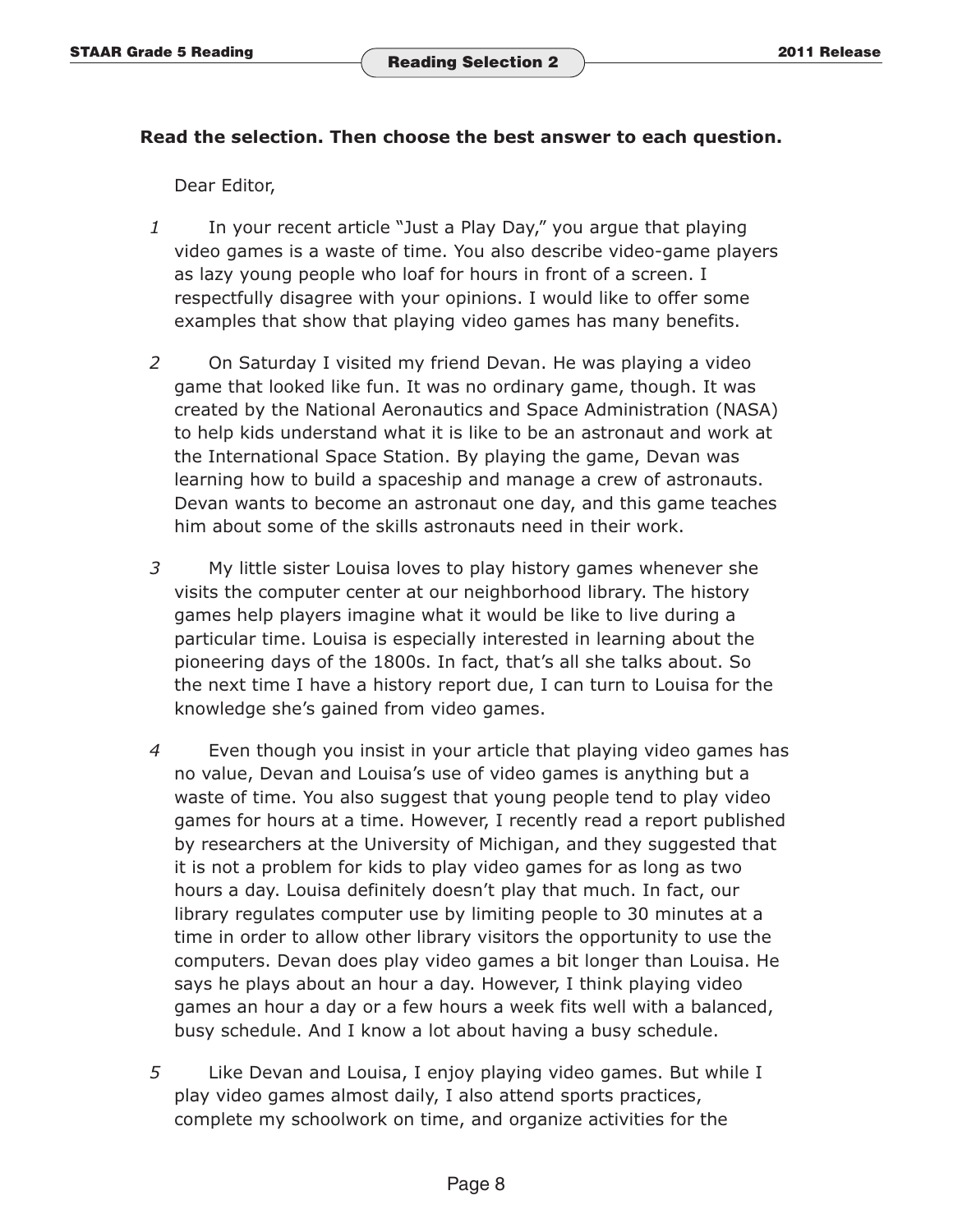**Read the selection. Then choose the best answer to each question.**

Dear Editor,

1 In your recent article "Just a Play Day," you argue that playing video games is a waste of time. You also describe video-game players as lazy young people who loaf for hours in front of a screen. I respectfully disagree with your opinions. I would like to offer some examples that show that playing video games has many benefits.

2 On Saturday I visited my friend Devan. He was playing a video game that looked like fun. It was no ordinary game, though. It was created by the National Aeronautics and Space Administration (NASA) to help kids understand what it is like to be an astronaut and work at the International Space Station. By playing the game, Devan was learning how to build a spaceship and manage a crew of astronauts. Devan wants to become an astronaut one day, and this game teaches him about some of the skills astronauts need in their work.

3 My little sister Louisa loves to play history games whenever she visits the computer center at our neighborhood library. The history games help players imagine what it would be like to live during a particular time. Louisa is especially interested in learning about the pioneering days of the 1800s. In fact, that's all she talks about. So the next time I have a history report due, I can turn to Louisa for the knowledge she's gained from video games.

4 Even though you insist in your article that playing video games has no value, Devan and Louisa's use of video games is anything but a waste of time. You also suggest that young people tend to play video games for hours at a time. However, I recently read a report published by researchers at the University of Michigan, and they suggested that it is not a problem for kids to play video games for as long as two hours a day. Louisa definitely doesn't play that much. In fact, our library regulates computer use by limiting people to 30 minutes at a time in order to allow other library visitors the opportunity to use the computers. Devan does play video games a bit longer than Louisa. He says he plays about an hour a day. However, I think playing video games an hour a day or a few hours a week fits well with a balanced, busy schedule. And I know a lot about having a busy schedule.

5 Like Devan and Louisa, I enjoy playing video games. But while I play video games almost daily, I also attend sports practices, complete my schoolwork on time, and organize activities for the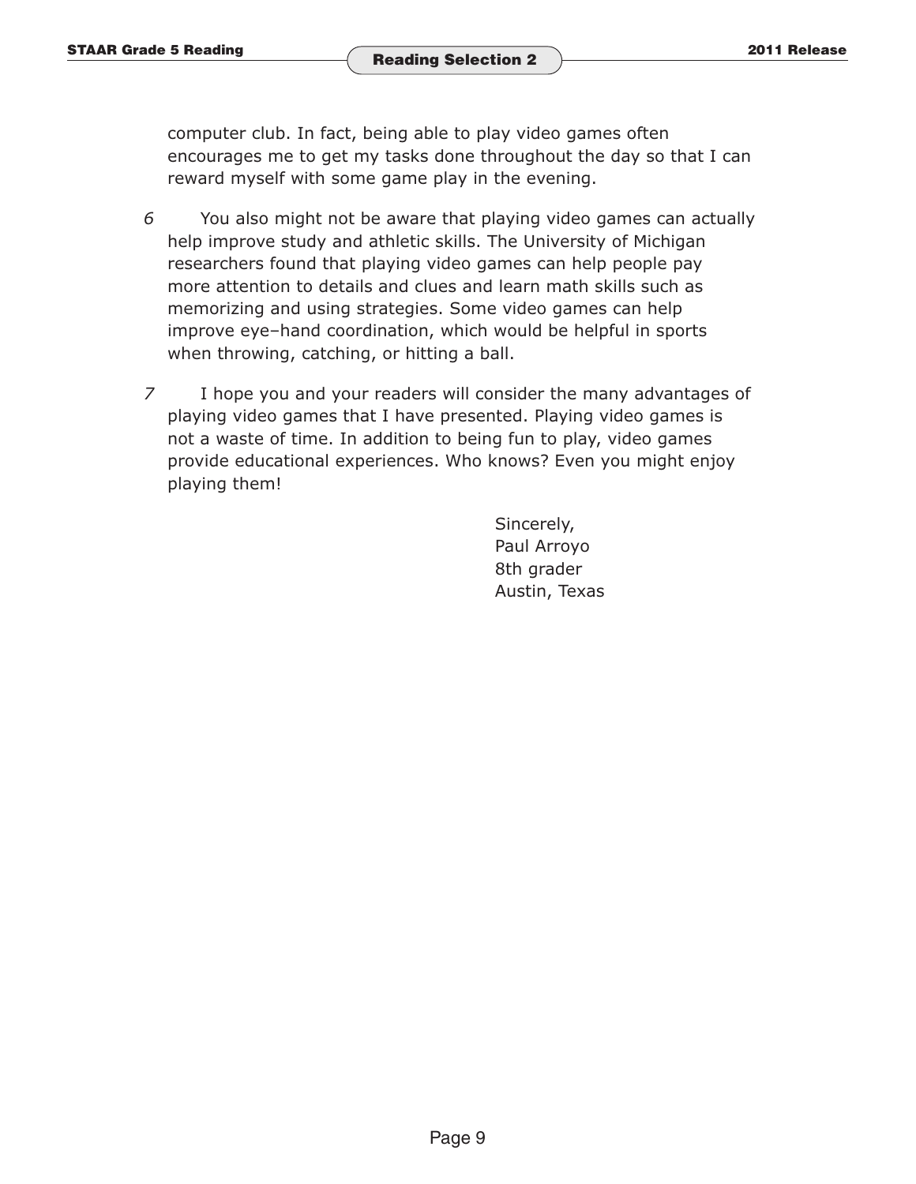computer club. In fact, being able to play video games often encourages me to get my tasks done throughout the day so that I can reward myself with some game play in the evening.

*6* You also might not be aware that playing video games can actually help improve study and athletic skills. The University of Michigan researchers found that playing video games can help people pay more attention to details and clues and learn math skills such as memorizing and using strategies. Some video games can help improve eye–hand coordination, which would be helpful in sports when throwing, catching, or hitting a ball.

*7* I hope you and your readers will consider the many advantages of playing video games that I have presented. Playing video games is not a waste of time. In addition to being fun to play, video games provide educational experiences. Who knows? Even you might enjoy playing them!

Sincerely,
Paul Arroyo
8th grader
Austin, Texas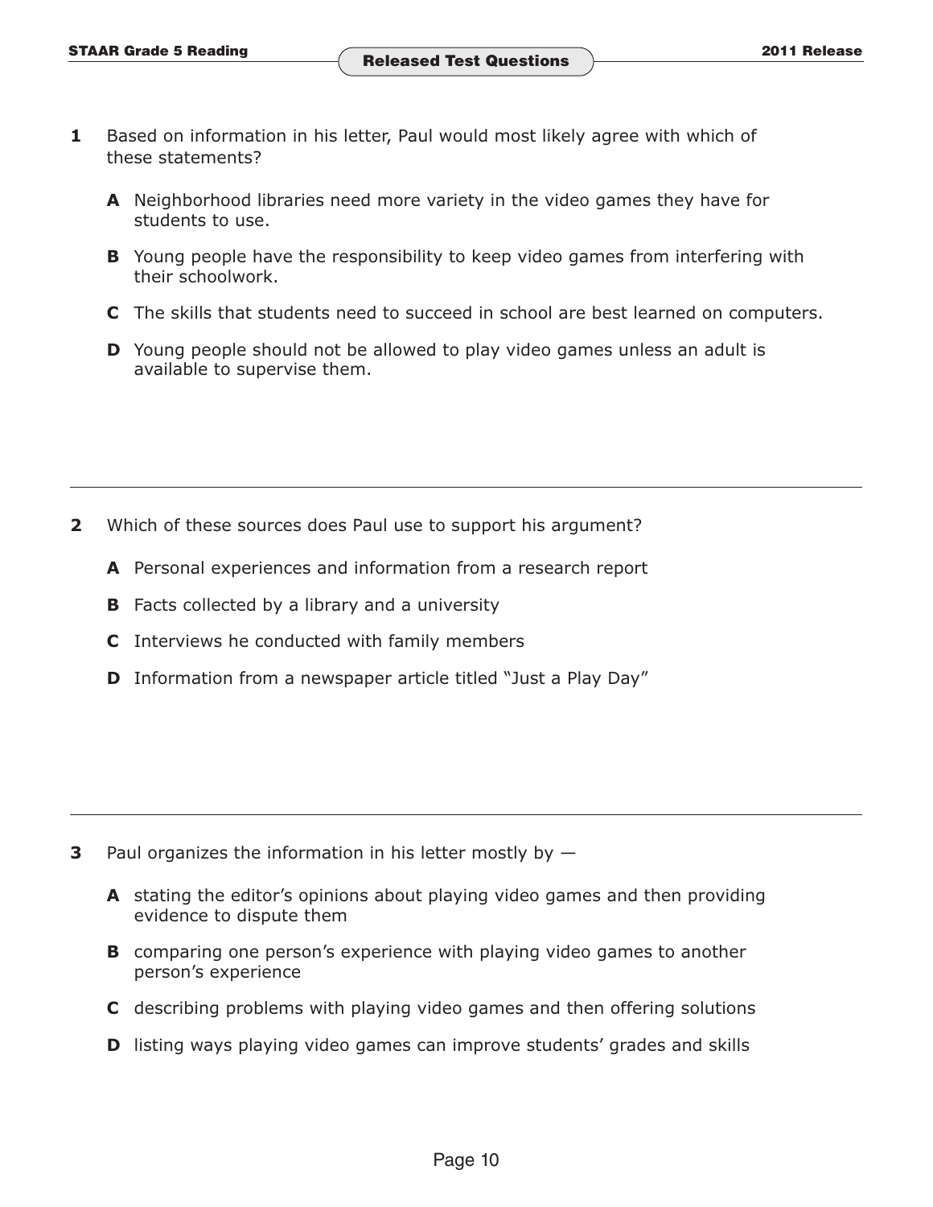**1** Based on information in his letter, Paul would most likely agree with which of these statements?

- **A** Neighborhood libraries need more variety in the video games they have for students to use.
- **B** Young people have the responsibility to keep video games from interfering with their schoolwork.
- **C** The skills that students need to succeed in school are best learned on computers.
- **D** Young people should not be allowed to play video games unless an adult is available to supervise them.

---

**2** Which of these sources does Paul use to support his argument?

- **A** Personal experiences and information from a research report
- **B** Facts collected by a library and a university
- **C** Interviews he conducted with family members
- **D** Information from a newspaper article titled "Just a Play Day"

---

**3** Paul organizes the information in his letter mostly by —

- **A** stating the editor's opinions about playing video games and then providing evidence to dispute them
- **B** comparing one person's experience with playing video games to another person's experience
- **C** describing problems with playing video games and then offering solutions
- **D** listing ways playing video games can improve students' grades and skills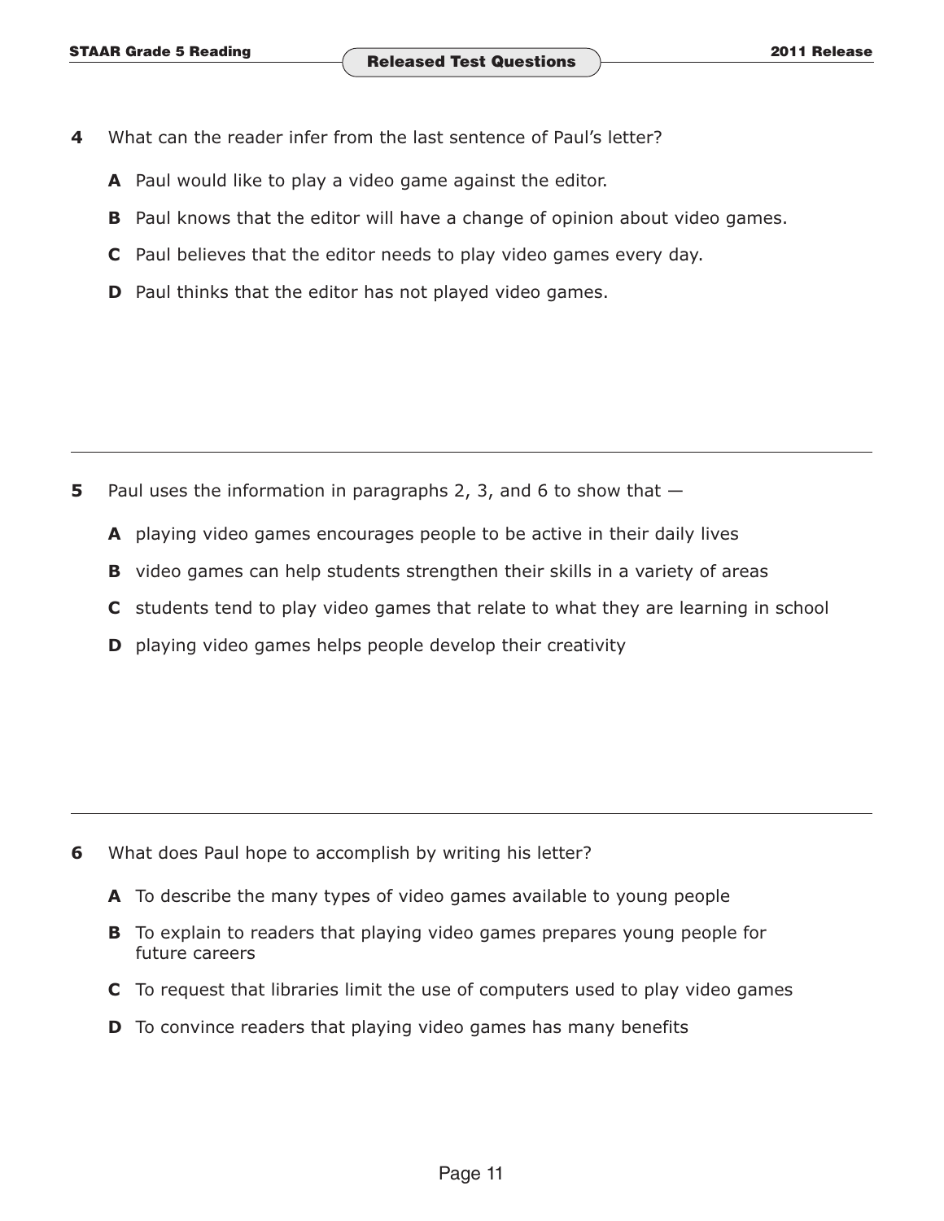**4** What can the reader infer from the last sentence of Paul's letter?

**A** Paul would like to play a video game against the editor.

**B** Paul knows that the editor will have a change of opinion about video games.

**C** Paul believes that the editor needs to play video games every day.

**D** Paul thinks that the editor has not played video games.

---

**5** Paul uses the information in paragraphs 2, 3, and 6 to show that —

**A** playing video games encourages people to be active in their daily lives

**B** video games can help students strengthen their skills in a variety of areas

**C** students tend to play video games that relate to what they are learning in school

**D** playing video games helps people develop their creativity

---

**6** What does Paul hope to accomplish by writing his letter?

**A** To describe the many types of video games available to young people

**B** To explain to readers that playing video games prepares young people for future careers

**C** To request that libraries limit the use of computers used to play video games

**D** To convince readers that playing video games has many benefits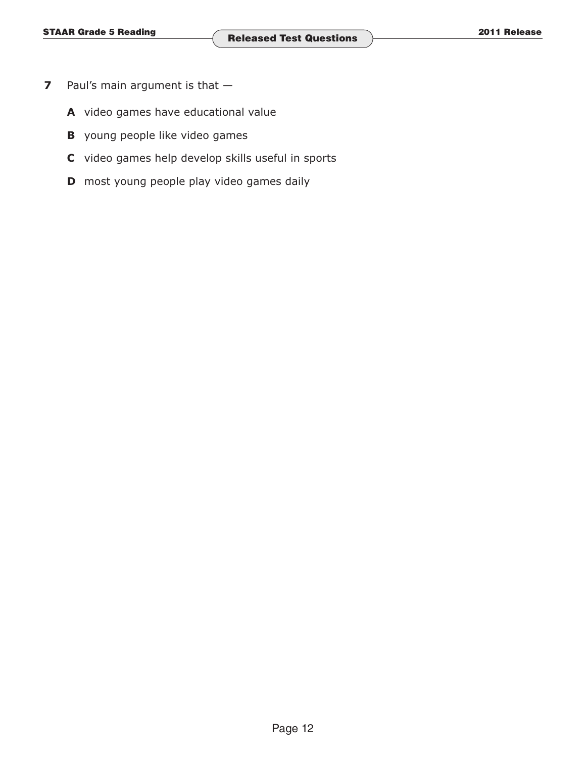**7** Paul's main argument is that —

**A** video games have educational value

**B** young people like video games

**C** video games help develop skills useful in sports

**D** most young people play video games daily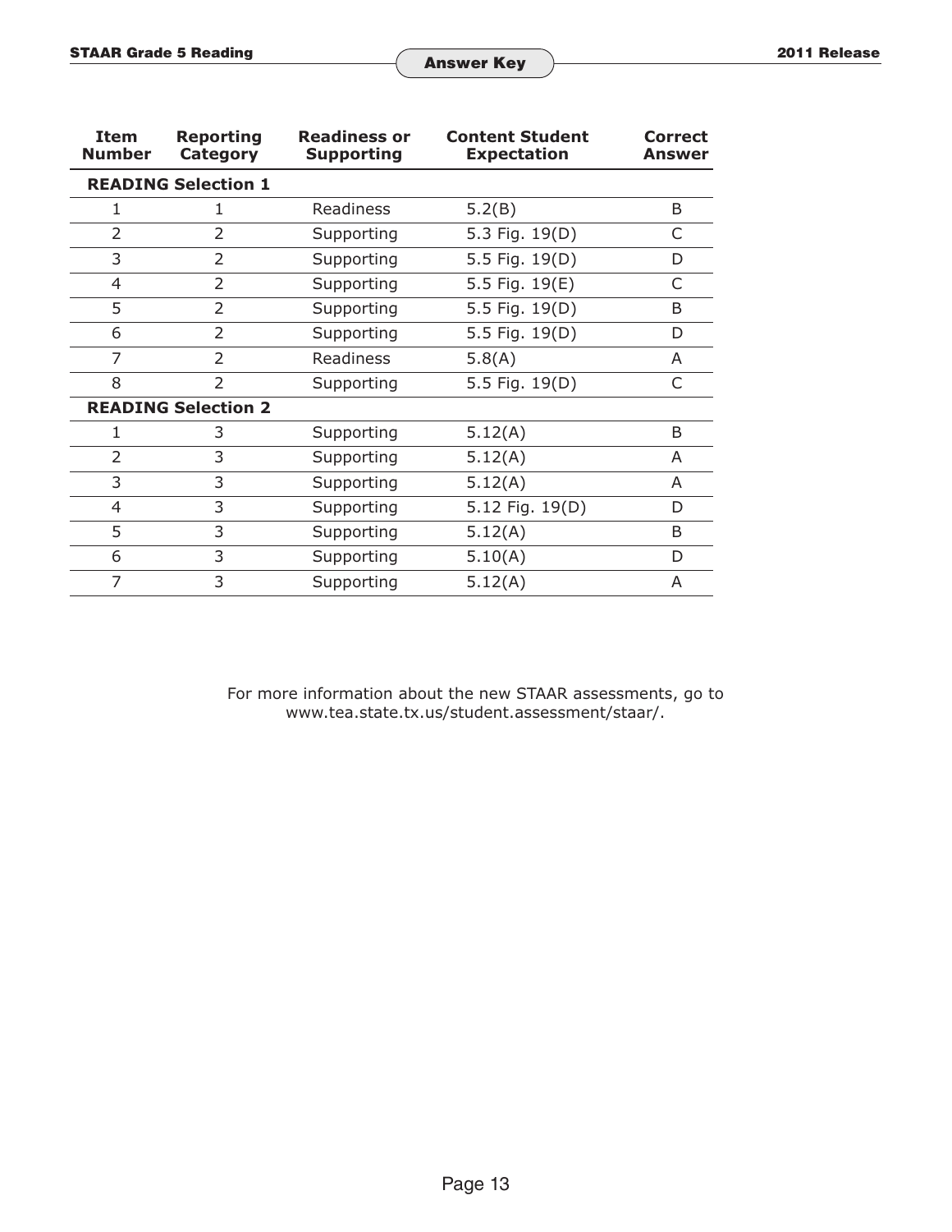## Answer Key

| Item Number | Reporting Category | Readiness or Supporting | Content Student Expectation | Correct Answer |
|---|---|---|---|---|
| **READING Selection 1** | | | | |
| 1 | 1 | Readiness | 5.2(B) | B |
| 2 | 2 | Supporting | 5.3 Fig. 19(D) | C |
| 3 | 2 | Supporting | 5.5 Fig. 19(D) | D |
| 4 | 2 | Supporting | 5.5 Fig. 19(E) | C |
| 5 | 2 | Supporting | 5.5 Fig. 19(D) | B |
| 6 | 2 | Supporting | 5.5 Fig. 19(D) | D |
| 7 | 2 | Readiness | 5.8(A) | A |
| 8 | 2 | Supporting | 5.5 Fig. 19(D) | C |
| **READING Selection 2** | | | | |
| 1 | 3 | Supporting | 5.12(A) | B |
| 2 | 3 | Supporting | 5.12(A) | A |
| 3 | 3 | Supporting | 5.12(A) | A |
| 4 | 3 | Supporting | 5.12 Fig. 19(D) | D |
| 5 | 3 | Supporting | 5.12(A) | B |
| 6 | 3 | Supporting | 5.10(A) | D |
| 7 | 3 | Supporting | 5.12(A) | A |

For more information about the new STAAR assessments, go to www.tea.state.tx.us/student.assessment/staar/.